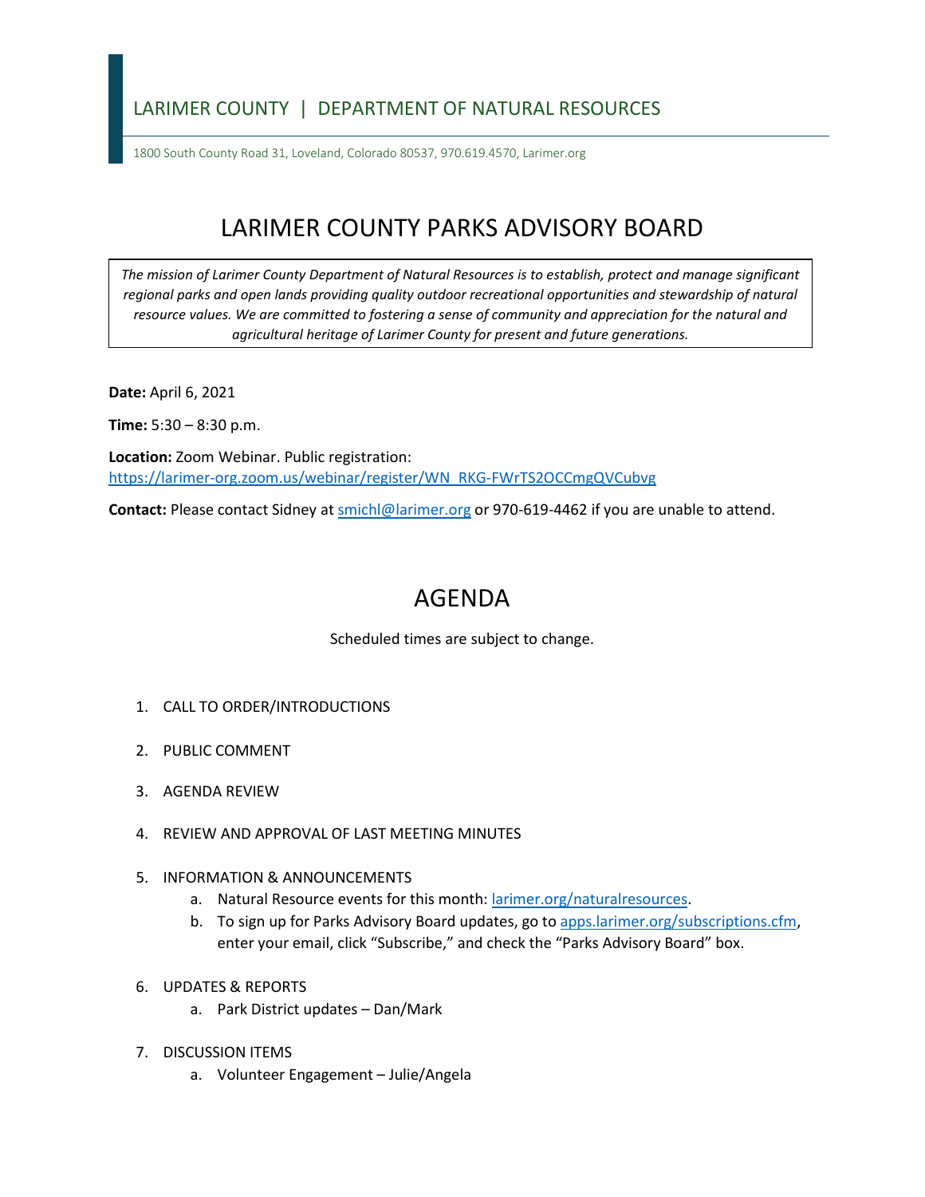LARIMER COUNTY | DEPARTMENT OF NATURAL RESOURCES

1800 South County Road 31, Loveland, Colorado 80537, 970.619.4570, Larimer.org

# LARIMER COUNTY PARKS ADVISORY BOARD

*The mission of Larimer County Department of Natural Resources is to establish, protect and manage significant regional parks and open lands providing quality outdoor recreational opportunities and stewardship of natural resource values. We are committed to fostering a sense of community and appreciation for the natural and agricultural heritage of Larimer County for present and future generations.*

**Date:** April 6, 2021

**Time:** 5:30 – 8:30 p.m.

**Location:** Zoom Webinar. Public registration: https://larimer-org.zoom.us/webinar/register/WN_RKG-FWrTS2OCCmgQVCubvg

**Contact:** Please contact Sidney at smichl@larimer.org or 970-619-4462 if you are unable to attend.

# AGENDA

Scheduled times are subject to change.

1. CALL TO ORDER/INTRODUCTIONS
2. PUBLIC COMMENT
3. AGENDA REVIEW
4. REVIEW AND APPROVAL OF LAST MEETING MINUTES
5. INFORMATION & ANNOUNCEMENTS
   a. Natural Resource events for this month: larimer.org/naturalresources.
   b. To sign up for Parks Advisory Board updates, go to apps.larimer.org/subscriptions.cfm, enter your email, click "Subscribe," and check the "Parks Advisory Board" box.
6. UPDATES & REPORTS
   a. Park District updates – Dan/Mark
7. DISCUSSION ITEMS
   a. Volunteer Engagement – Julie/Angela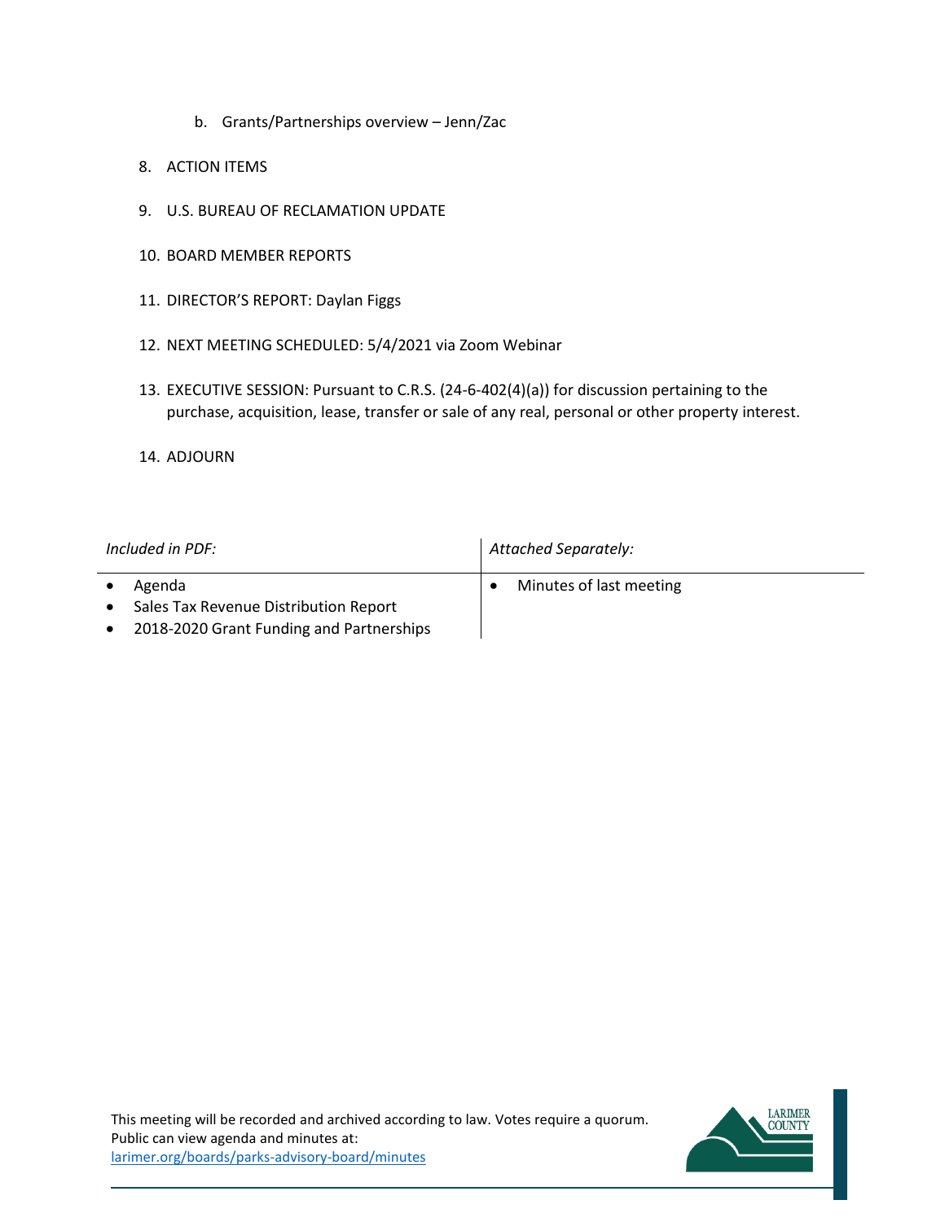b. Grants/Partnerships overview – Jenn/Zac

8. ACTION ITEMS

9. U.S. BUREAU OF RECLAMATION UPDATE

10. BOARD MEMBER REPORTS

11. DIRECTOR'S REPORT: Daylan Figgs

12. NEXT MEETING SCHEDULED: 5/4/2021 via Zoom Webinar

13. EXECUTIVE SESSION: Pursuant to C.R.S. (24-6-402(4)(a)) for discussion pertaining to the purchase, acquisition, lease, transfer or sale of any real, personal or other property interest.

14. ADJOURN

| *Included in PDF:* | *Attached Separately:* |
|---|---|
| • Agenda<br>• Sales Tax Revenue Distribution Report<br>• 2018-2020 Grant Funding and Partnerships | • Minutes of last meeting |

This meeting will be recorded and archived according to law. Votes require a quorum.
Public can view agenda and minutes at:
larimer.org/boards/parks-advisory-board/minutes

LARIMER COUNTY